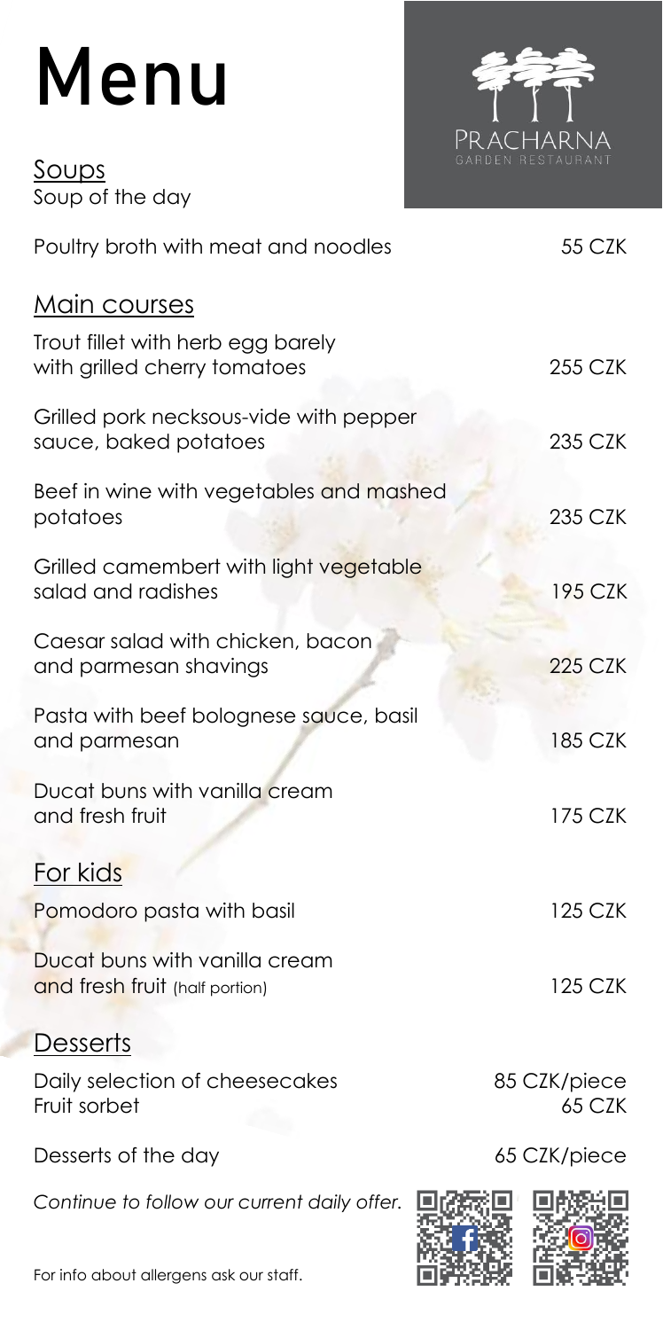# Menu

PRACHARNA
GARDEN RESTAURANT

## Soups

Soup of the day

Poultry broth with meat and noodles 55 CZK

## Main courses

Trout fillet with herb egg barely with grilled cherry tomatoes 255 CZK

Grilled pork necksous-vide with pepper sauce, baked potatoes 235 CZK

Beef in wine with vegetables and mashed potatoes 235 CZK

Grilled camembert with light vegetable salad and radishes 195 CZK

Caesar salad with chicken, bacon and parmesan shavings 225 CZK

Pasta with beef bolognese sauce, basil and parmesan 185 CZK

Ducat buns with vanilla cream and fresh fruit 175 CZK

## For kids

Pomodoro pasta with basil 125 CZK

Ducat buns with vanilla cream and fresh fruit (half portion) 125 CZK

## Desserts

Daily selection of cheesecakes 85 CZK/piece

Fruit sorbet 65 CZK

Desserts of the day 65 CZK/piece

*Continue to follow our current daily offer.*

For info about allergens ask our staff.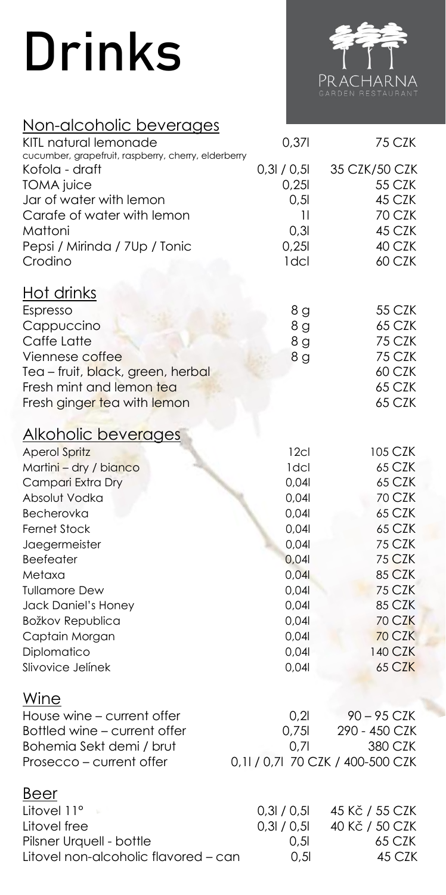# Drinks

PRACHARNA
GARDEN RESTAURANT

## Non-alcoholic beverages

| | | |
|---|---|---|
| KITL natural lemonade<br>cucumber, grapefruit, raspberry, cherry, elderberry | 0,37l | 75 CZK |
| Kofola - draft | 0,3l / 0,5l | 35 CZK/50 CZK |
| TOMA juice | 0,25l | 55 CZK |
| Jar of water with lemon | 0,5l | 45 CZK |
| Carafe of water with lemon | 1l | 70 CZK |
| Mattoni | 0,3l | 45 CZK |
| Pepsi / Mirinda / 7Up / Tonic | 0,25l | 40 CZK |
| Crodino | 1dcl | 60 CZK |

## Hot drinks

| | | |
|---|---|---|
| Espresso | 8 g | 55 CZK |
| Cappuccino | 8 g | 65 CZK |
| Caffe Latte | 8 g | 75 CZK |
| Viennese coffee | 8 g | 75 CZK |
| Tea – fruit, black, green, herbal | | 60 CZK |
| Fresh mint and lemon tea | | 65 CZK |
| Fresh ginger tea with lemon | | 65 CZK |

## Alkoholic beverages

| | | |
|---|---|---|
| Aperol Spritz | 12cl | 105 CZK |
| Martini – dry / bianco | 1dcl | 65 CZK |
| Campari Extra Dry | 0,04l | 65 CZK |
| Absolut Vodka | 0,04l | 70 CZK |
| Becherovka | 0,04l | 65 CZK |
| Fernet Stock | 0,04l | 65 CZK |
| Jaegermeister | 0,04l | 75 CZK |
| Beefeater | 0,04l | 75 CZK |
| Metaxa | 0,04l | 85 CZK |
| Tullamore Dew | 0,04l | 75 CZK |
| Jack Daniel's Honey | 0,04l | 85 CZK |
| Božkov Republica | 0,04l | 70 CZK |
| Captain Morgan | 0,04l | 70 CZK |
| Diplomatico | 0,04l | 140 CZK |
| Slivovice Jelínek | 0,04l | 65 CZK |

## Wine

| | | |
|---|---|---|
| House wine – current offer | 0,2l | 90 – 95 CZK |
| Bottled wine – current offer | 0,75l | 290 - 450 CZK |
| Bohemia Sekt demi / brut | 0,7l | 380 CZK |
| Prosecco – current offer | 0,1l / 0,7l | 70 CZK / 400-500 CZK |

## Beer

| | | |
|---|---|---|
| Litovel 11° | 0,3l / 0,5l | 45 Kč / 55 CZK |
| Litovel free | 0,3l / 0,5l | 40 Kč / 50 CZK |
| Pilsner Urquell - bottle | 0,5l | 65 CZK |
| Litovel non-alcoholic flavored – can | 0,5l | 45 CZK |